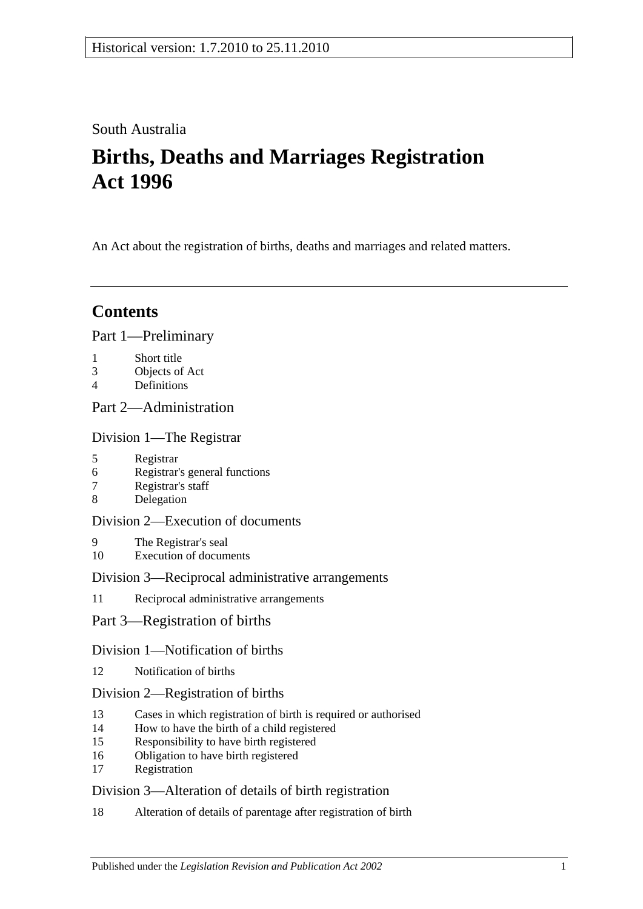Historical version: 1.7.2010 to 25.11.2010

South Australia

# Births, Deaths and Marriages Registration Act 1996

An Act about the registration of births, deaths and marriages and related matters.

## Contents

Part 1—Preliminary

1 Short title
3 Objects of Act
4 Definitions

Part 2—Administration

Division 1—The Registrar

5 Registrar
6 Registrar's general functions
7 Registrar's staff
8 Delegation

Division 2—Execution of documents

9 The Registrar's seal
10 Execution of documents

Division 3—Reciprocal administrative arrangements

11 Reciprocal administrative arrangements

Part 3—Registration of births

Division 1—Notification of births

12 Notification of births

Division 2—Registration of births

13 Cases in which registration of birth is required or authorised
14 How to have the birth of a child registered
15 Responsibility to have birth registered
16 Obligation to have birth registered
17 Registration

Division 3—Alteration of details of birth registration

18 Alteration of details of parentage after registration of birth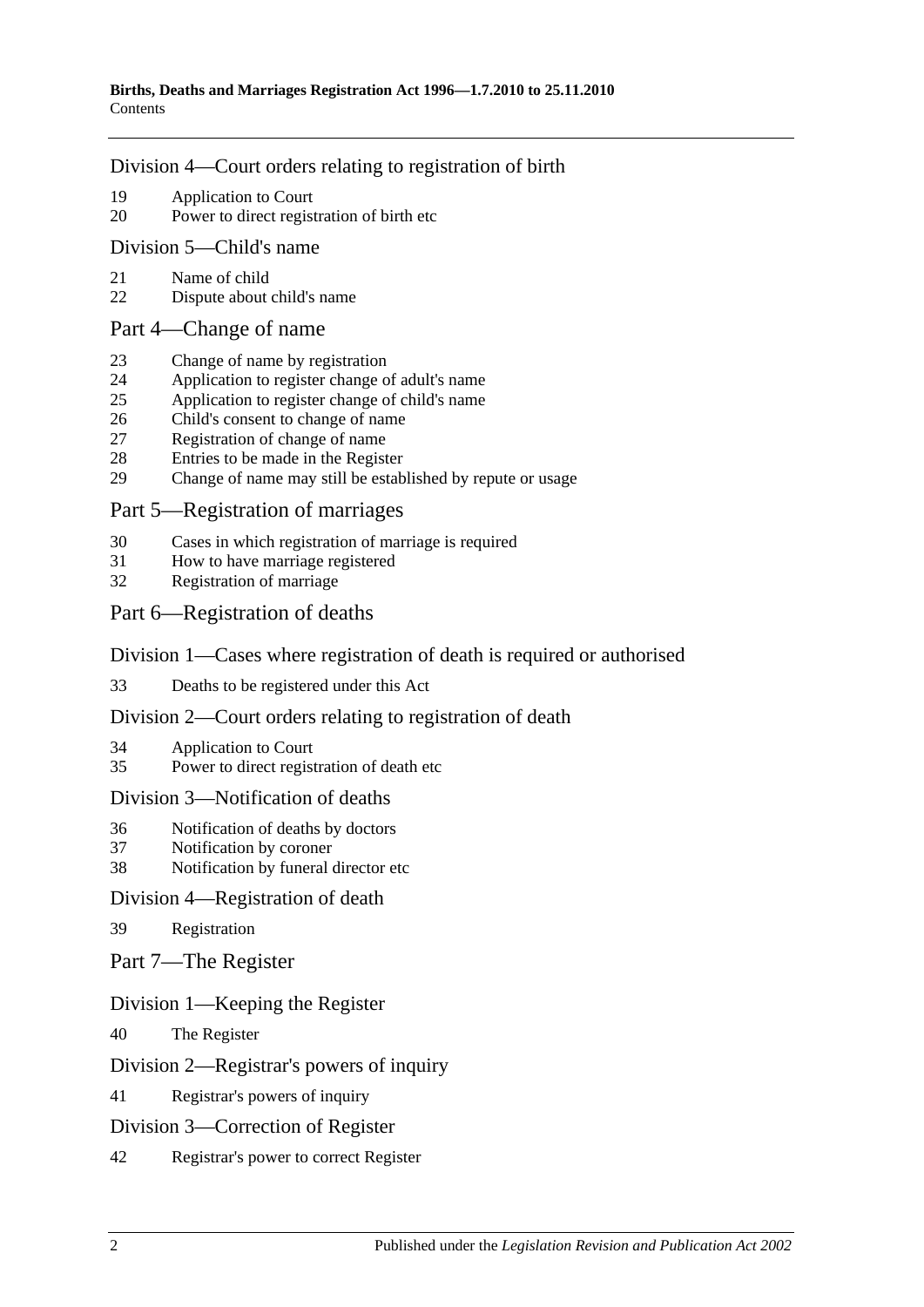## Division 4—Court orders relating to registration of birth

19 Application to Court
20 Power to direct registration of birth etc

## Division 5—Child's name

21 Name of child
22 Dispute about child's name

## Part 4—Change of name

23 Change of name by registration
24 Application to register change of adult's name
25 Application to register change of child's name
26 Child's consent to change of name
27 Registration of change of name
28 Entries to be made in the Register
29 Change of name may still be established by repute or usage

## Part 5—Registration of marriages

30 Cases in which registration of marriage is required
31 How to have marriage registered
32 Registration of marriage

## Part 6—Registration of deaths

## Division 1—Cases where registration of death is required or authorised

33 Deaths to be registered under this Act

## Division 2—Court orders relating to registration of death

34 Application to Court
35 Power to direct registration of death etc

## Division 3—Notification of deaths

36 Notification of deaths by doctors
37 Notification by coroner
38 Notification by funeral director etc

## Division 4—Registration of death

39 Registration

## Part 7—The Register

## Division 1—Keeping the Register

40 The Register

## Division 2—Registrar's powers of inquiry

41 Registrar's powers of inquiry

## Division 3—Correction of Register

42 Registrar's power to correct Register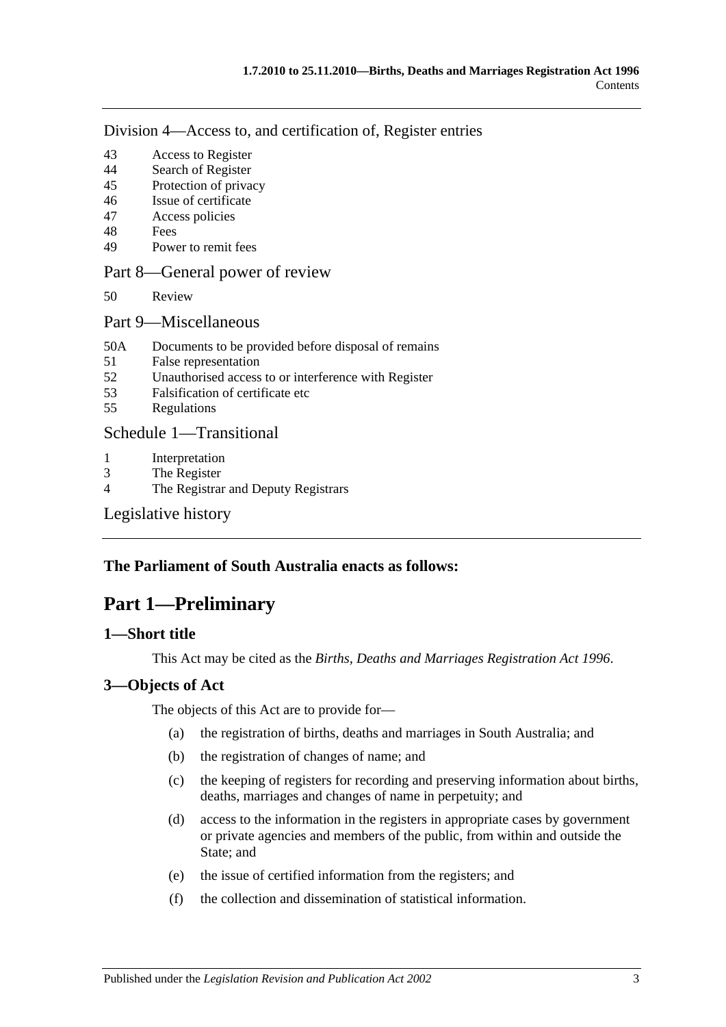Division 4—Access to, and certification of, Register entries

- 43 Access to Register
- 44 Search of Register
- 45 Protection of privacy
- 46 Issue of certificate
- 47 Access policies
- 48 Fees
- 49 Power to remit fees

Part 8—General power of review

- 50 Review

Part 9—Miscellaneous

- 50A Documents to be provided before disposal of remains
- 51 False representation
- 52 Unauthorised access to or interference with Register
- 53 Falsification of certificate etc
- 55 Regulations

Schedule 1—Transitional

- 1 Interpretation
- 3 The Register
- 4 The Registrar and Deputy Registrars

Legislative history

**The Parliament of South Australia enacts as follows:**

# Part 1—Preliminary

## 1—Short title

This Act may be cited as the *Births, Deaths and Marriages Registration Act 1996*.

## 3—Objects of Act

The objects of this Act are to provide for—

(a) the registration of births, deaths and marriages in South Australia; and

(b) the registration of changes of name; and

(c) the keeping of registers for recording and preserving information about births, deaths, marriages and changes of name in perpetuity; and

(d) access to the information in the registers in appropriate cases by government or private agencies and members of the public, from within and outside the State; and

(e) the issue of certified information from the registers; and

(f) the collection and dissemination of statistical information.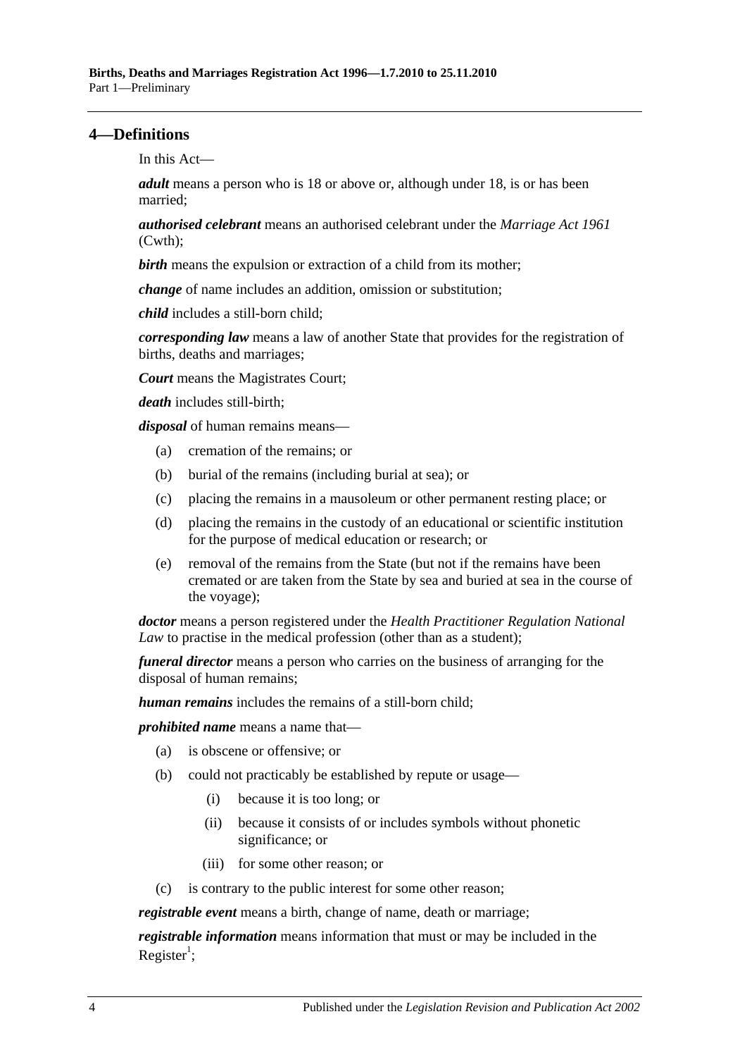## 4—Definitions

In this Act—

***adult*** means a person who is 18 or above or, although under 18, is or has been married;

***authorised celebrant*** means an authorised celebrant under the *Marriage Act 1961* (Cwth);

***birth*** means the expulsion or extraction of a child from its mother;

***change*** of name includes an addition, omission or substitution;

***child*** includes a still-born child;

***corresponding law*** means a law of another State that provides for the registration of births, deaths and marriages;

***Court*** means the Magistrates Court;

***death*** includes still-birth;

***disposal*** of human remains means—

- (a) cremation of the remains; or
- (b) burial of the remains (including burial at sea); or
- (c) placing the remains in a mausoleum or other permanent resting place; or
- (d) placing the remains in the custody of an educational or scientific institution for the purpose of medical education or research; or
- (e) removal of the remains from the State (but not if the remains have been cremated or are taken from the State by sea and buried at sea in the course of the voyage);

***doctor*** means a person registered under the *Health Practitioner Regulation National Law* to practise in the medical profession (other than as a student);

***funeral director*** means a person who carries on the business of arranging for the disposal of human remains;

***human remains*** includes the remains of a still-born child;

***prohibited name*** means a name that—

- (a) is obscene or offensive; or
- (b) could not practicably be established by repute or usage—
  - (i) because it is too long; or
  - (ii) because it consists of or includes symbols without phonetic significance; or
  - (iii) for some other reason; or
- (c) is contrary to the public interest for some other reason;

***registrable event*** means a birth, change of name, death or marriage;

***registrable information*** means information that must or may be included in the Register[1];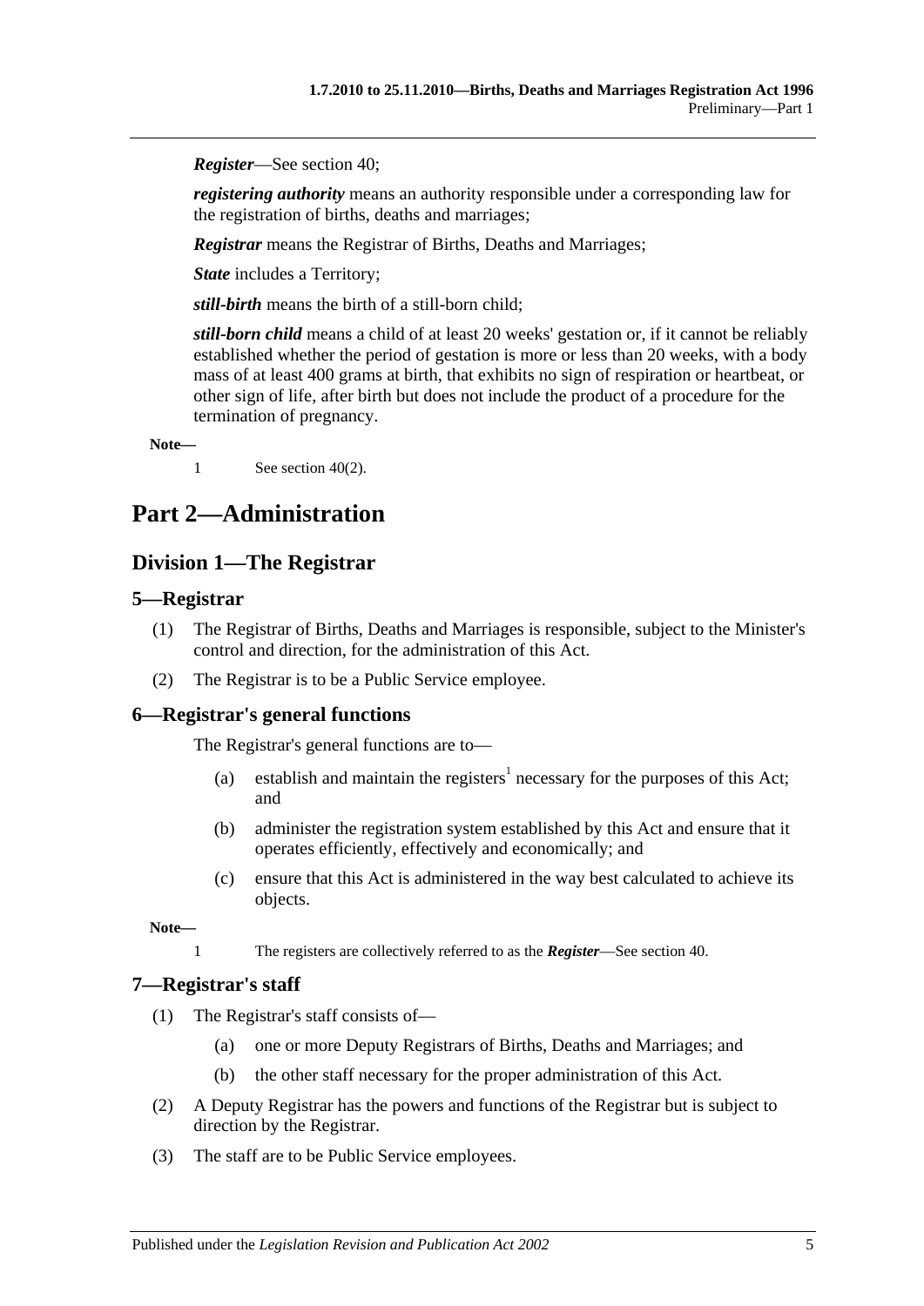***Register***—See section 40;

***registering authority*** means an authority responsible under a corresponding law for the registration of births, deaths and marriages;

***Registrar*** means the Registrar of Births, Deaths and Marriages;

***State*** includes a Territory;

***still-birth*** means the birth of a still-born child;

***still-born child*** means a child of at least 20 weeks' gestation or, if it cannot be reliably established whether the period of gestation is more or less than 20 weeks, with a body mass of at least 400 grams at birth, that exhibits no sign of respiration or heartbeat, or other sign of life, after birth but does not include the product of a procedure for the termination of pregnancy.

**Note—**

1 See section 40(2).

# Part 2—Administration

## Division 1—The Registrar

### 5—Registrar

(1) The Registrar of Births, Deaths and Marriages is responsible, subject to the Minister's control and direction, for the administration of this Act.

(2) The Registrar is to be a Public Service employee.

### 6—Registrar's general functions

The Registrar's general functions are to—

(a) establish and maintain the registers[1] necessary for the purposes of this Act; and

(b) administer the registration system established by this Act and ensure that it operates efficiently, effectively and economically; and

(c) ensure that this Act is administered in the way best calculated to achieve its objects.

**Note—**

1 The registers are collectively referred to as the ***Register***—See section 40.

### 7—Registrar's staff

(1) The Registrar's staff consists of—

(a) one or more Deputy Registrars of Births, Deaths and Marriages; and

(b) the other staff necessary for the proper administration of this Act.

(2) A Deputy Registrar has the powers and functions of the Registrar but is subject to direction by the Registrar.

(3) The staff are to be Public Service employees.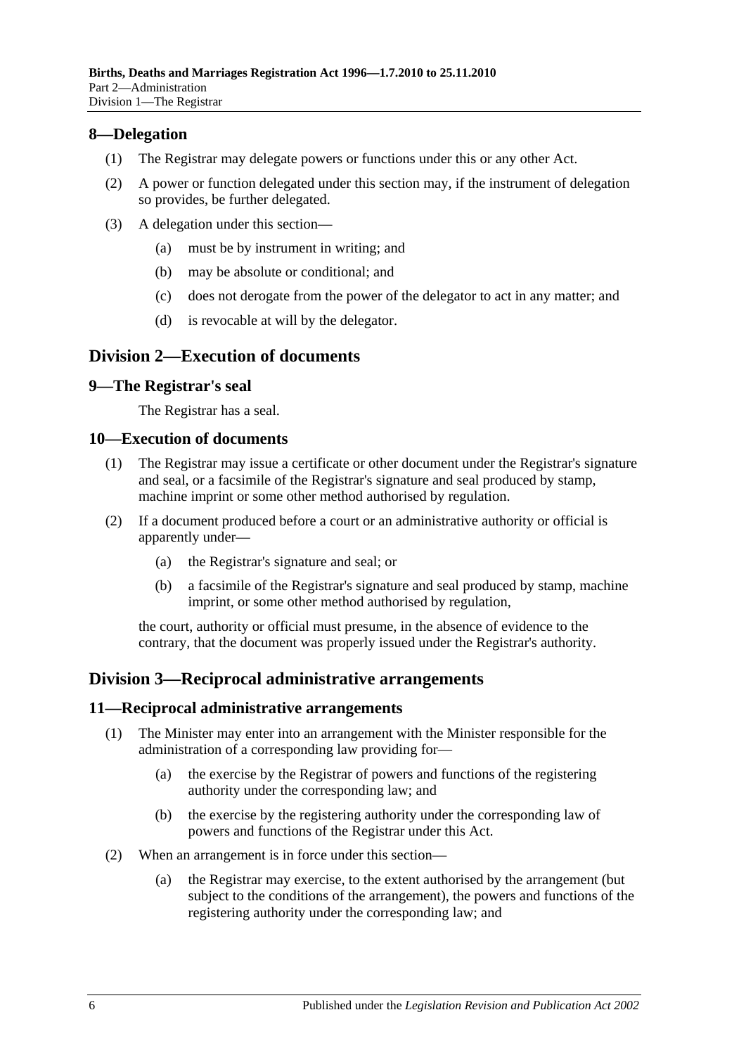## 8—Delegation

(1) The Registrar may delegate powers or functions under this or any other Act.

(2) A power or function delegated under this section may, if the instrument of delegation so provides, be further delegated.

(3) A delegation under this section—

  (a) must be by instrument in writing; and

  (b) may be absolute or conditional; and

  (c) does not derogate from the power of the delegator to act in any matter; and

  (d) is revocable at will by the delegator.

# Division 2—Execution of documents

## 9—The Registrar's seal

The Registrar has a seal.

## 10—Execution of documents

(1) The Registrar may issue a certificate or other document under the Registrar's signature and seal, or a facsimile of the Registrar's signature and seal produced by stamp, machine imprint or some other method authorised by regulation.

(2) If a document produced before a court or an administrative authority or official is apparently under—

  (a) the Registrar's signature and seal; or

  (b) a facsimile of the Registrar's signature and seal produced by stamp, machine imprint, or some other method authorised by regulation,

the court, authority or official must presume, in the absence of evidence to the contrary, that the document was properly issued under the Registrar's authority.

# Division 3—Reciprocal administrative arrangements

## 11—Reciprocal administrative arrangements

(1) The Minister may enter into an arrangement with the Minister responsible for the administration of a corresponding law providing for—

  (a) the exercise by the Registrar of powers and functions of the registering authority under the corresponding law; and

  (b) the exercise by the registering authority under the corresponding law of powers and functions of the Registrar under this Act.

(2) When an arrangement is in force under this section—

  (a) the Registrar may exercise, to the extent authorised by the arrangement (but subject to the conditions of the arrangement), the powers and functions of the registering authority under the corresponding law; and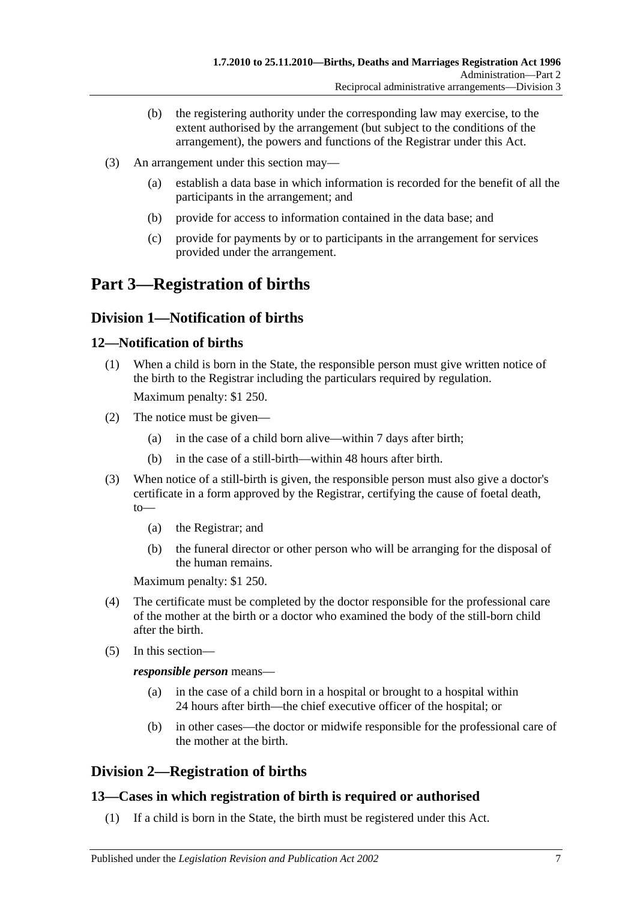(b) the registering authority under the corresponding law may exercise, to the extent authorised by the arrangement (but subject to the conditions of the arrangement), the powers and functions of the Registrar under this Act.

(3) An arrangement under this section may—

(a) establish a data base in which information is recorded for the benefit of all the participants in the arrangement; and

(b) provide for access to information contained in the data base; and

(c) provide for payments by or to participants in the arrangement for services provided under the arrangement.

# Part 3—Registration of births

## Division 1—Notification of births

### 12—Notification of births

(1) When a child is born in the State, the responsible person must give written notice of the birth to the Registrar including the particulars required by regulation.

Maximum penalty: $1 250.

(2) The notice must be given—

(a) in the case of a child born alive—within 7 days after birth;

(b) in the case of a still-birth—within 48 hours after birth.

(3) When notice of a still-birth is given, the responsible person must also give a doctor's certificate in a form approved by the Registrar, certifying the cause of foetal death, to—

(a) the Registrar; and

(b) the funeral director or other person who will be arranging for the disposal of the human remains.

Maximum penalty: $1 250.

(4) The certificate must be completed by the doctor responsible for the professional care of the mother at the birth or a doctor who examined the body of the still-born child after the birth.

(5) In this section—

***responsible person*** means—

(a) in the case of a child born in a hospital or brought to a hospital within 24 hours after birth—the chief executive officer of the hospital; or

(b) in other cases—the doctor or midwife responsible for the professional care of the mother at the birth.

## Division 2—Registration of births

### 13—Cases in which registration of birth is required or authorised

(1) If a child is born in the State, the birth must be registered under this Act.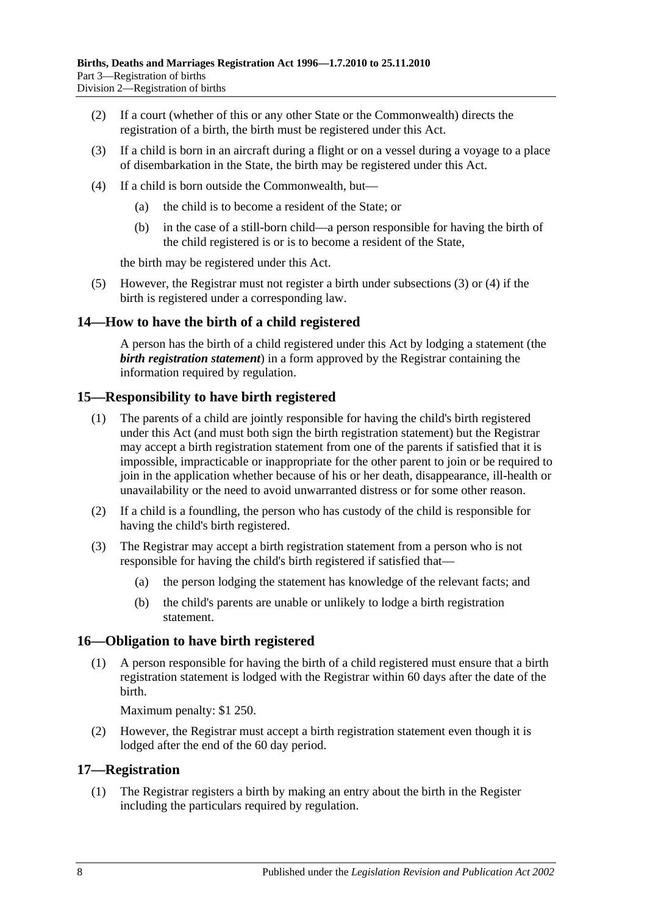(2) If a court (whether of this or any other State or the Commonwealth) directs the registration of a birth, the birth must be registered under this Act.

(3) If a child is born in an aircraft during a flight or on a vessel during a voyage to a place of disembarkation in the State, the birth may be registered under this Act.

(4) If a child is born outside the Commonwealth, but—

  (a) the child is to become a resident of the State; or

  (b) in the case of a still-born child—a person responsible for having the birth of the child registered is or is to become a resident of the State,

the birth may be registered under this Act.

(5) However, the Registrar must not register a birth under subsections (3) or (4) if the birth is registered under a corresponding law.

## 14—How to have the birth of a child registered

A person has the birth of a child registered under this Act by lodging a statement (the ***birth registration statement***) in a form approved by the Registrar containing the information required by regulation.

## 15—Responsibility to have birth registered

(1) The parents of a child are jointly responsible for having the child's birth registered under this Act (and must both sign the birth registration statement) but the Registrar may accept a birth registration statement from one of the parents if satisfied that it is impossible, impracticable or inappropriate for the other parent to join or be required to join in the application whether because of his or her death, disappearance, ill-health or unavailability or the need to avoid unwarranted distress or for some other reason.

(2) If a child is a foundling, the person who has custody of the child is responsible for having the child's birth registered.

(3) The Registrar may accept a birth registration statement from a person who is not responsible for having the child's birth registered if satisfied that—

  (a) the person lodging the statement has knowledge of the relevant facts; and

  (b) the child's parents are unable or unlikely to lodge a birth registration statement.

## 16—Obligation to have birth registered

(1) A person responsible for having the birth of a child registered must ensure that a birth registration statement is lodged with the Registrar within 60 days after the date of the birth.

Maximum penalty: $1 250.

(2) However, the Registrar must accept a birth registration statement even though it is lodged after the end of the 60 day period.

## 17—Registration

(1) The Registrar registers a birth by making an entry about the birth in the Register including the particulars required by regulation.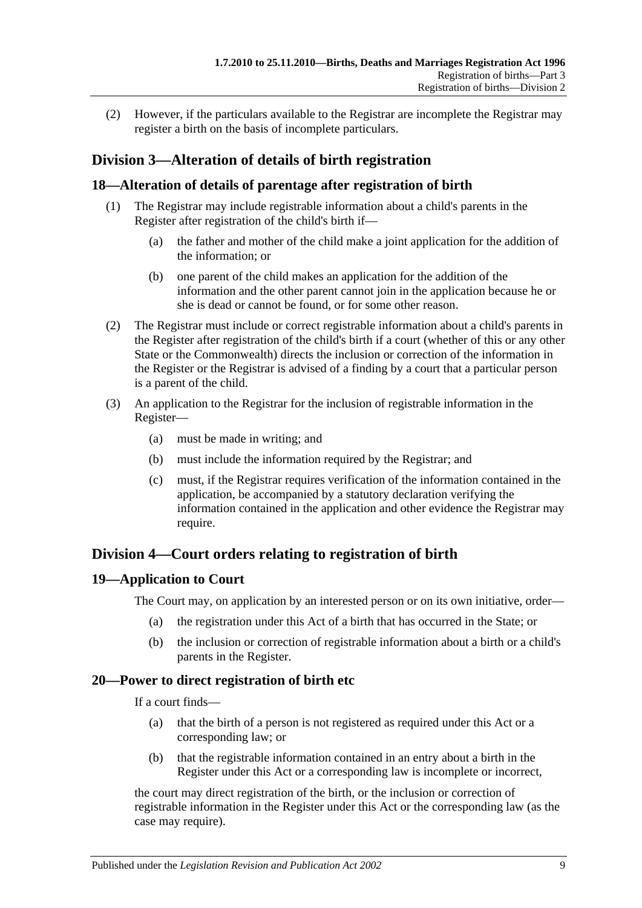(2) However, if the particulars available to the Registrar are incomplete the Registrar may register a birth on the basis of incomplete particulars.

## Division 3—Alteration of details of birth registration

### 18—Alteration of details of parentage after registration of birth

(1) The Registrar may include registrable information about a child's parents in the Register after registration of the child's birth if—

(a) the father and mother of the child make a joint application for the addition of the information; or

(b) one parent of the child makes an application for the addition of the information and the other parent cannot join in the application because he or she is dead or cannot be found, or for some other reason.

(2) The Registrar must include or correct registrable information about a child's parents in the Register after registration of the child's birth if a court (whether of this or any other State or the Commonwealth) directs the inclusion or correction of the information in the Register or the Registrar is advised of a finding by a court that a particular person is a parent of the child.

(3) An application to the Registrar for the inclusion of registrable information in the Register—

(a) must be made in writing; and

(b) must include the information required by the Registrar; and

(c) must, if the Registrar requires verification of the information contained in the application, be accompanied by a statutory declaration verifying the information contained in the application and other evidence the Registrar may require.

## Division 4—Court orders relating to registration of birth

### 19—Application to Court

The Court may, on application by an interested person or on its own initiative, order—

(a) the registration under this Act of a birth that has occurred in the State; or

(b) the inclusion or correction of registrable information about a birth or a child's parents in the Register.

### 20—Power to direct registration of birth etc

If a court finds—

(a) that the birth of a person is not registered as required under this Act or a corresponding law; or

(b) that the registrable information contained in an entry about a birth in the Register under this Act or a corresponding law is incomplete or incorrect,

the court may direct registration of the birth, or the inclusion or correction of registrable information in the Register under this Act or the corresponding law (as the case may require).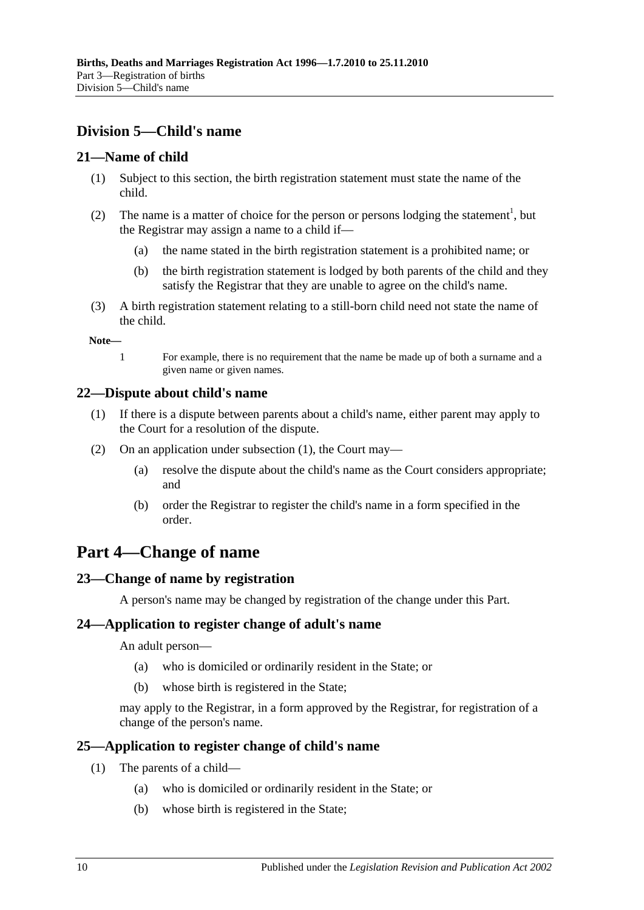## Division 5—Child's name

### 21—Name of child

(1) Subject to this section, the birth registration statement must state the name of the child.

(2) The name is a matter of choice for the person or persons lodging the statement[1], but the Registrar may assign a name to a child if—

(a) the name stated in the birth registration statement is a prohibited name; or

(b) the birth registration statement is lodged by both parents of the child and they satisfy the Registrar that they are unable to agree on the child's name.

(3) A birth registration statement relating to a still-born child need not state the name of the child.

**Note—**

1 For example, there is no requirement that the name be made up of both a surname and a given name or given names.

### 22—Dispute about child's name

(1) If there is a dispute between parents about a child's name, either parent may apply to the Court for a resolution of the dispute.

(2) On an application under subsection (1), the Court may—

(a) resolve the dispute about the child's name as the Court considers appropriate; and

(b) order the Registrar to register the child's name in a form specified in the order.

# Part 4—Change of name

### 23—Change of name by registration

A person's name may be changed by registration of the change under this Part.

### 24—Application to register change of adult's name

An adult person—

(a) who is domiciled or ordinarily resident in the State; or

(b) whose birth is registered in the State;

may apply to the Registrar, in a form approved by the Registrar, for registration of a change of the person's name.

### 25—Application to register change of child's name

(1) The parents of a child—

(a) who is domiciled or ordinarily resident in the State; or

(b) whose birth is registered in the State;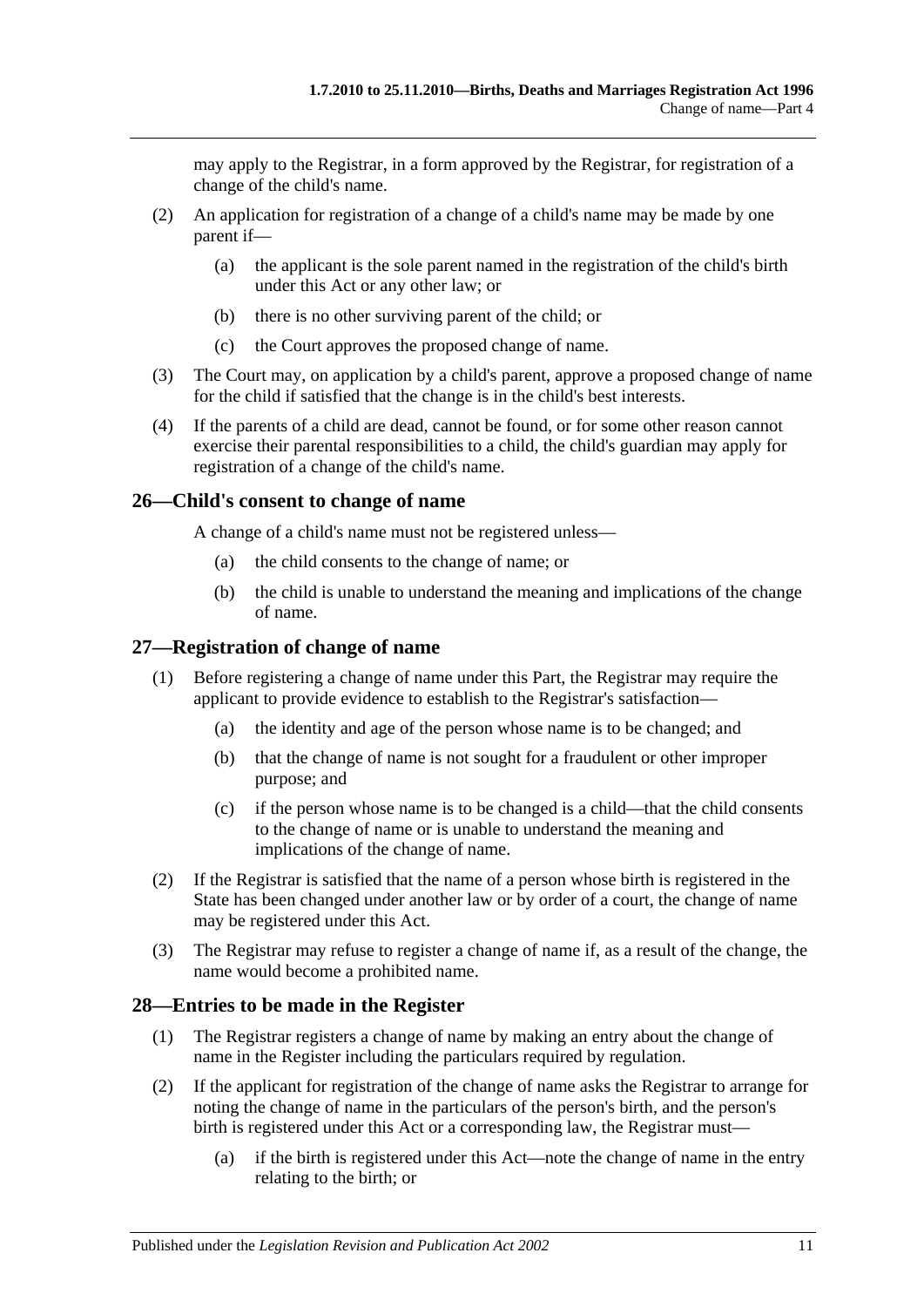may apply to the Registrar, in a form approved by the Registrar, for registration of a change of the child's name.

(2) An application for registration of a change of a child's name may be made by one parent if—

(a) the applicant is the sole parent named in the registration of the child's birth under this Act or any other law; or

(b) there is no other surviving parent of the child; or

(c) the Court approves the proposed change of name.

(3) The Court may, on application by a child's parent, approve a proposed change of name for the child if satisfied that the change is in the child's best interests.

(4) If the parents of a child are dead, cannot be found, or for some other reason cannot exercise their parental responsibilities to a child, the child's guardian may apply for registration of a change of the child's name.

## 26—Child's consent to change of name

A change of a child's name must not be registered unless—

(a) the child consents to the change of name; or

(b) the child is unable to understand the meaning and implications of the change of name.

## 27—Registration of change of name

(1) Before registering a change of name under this Part, the Registrar may require the applicant to provide evidence to establish to the Registrar's satisfaction—

(a) the identity and age of the person whose name is to be changed; and

(b) that the change of name is not sought for a fraudulent or other improper purpose; and

(c) if the person whose name is to be changed is a child—that the child consents to the change of name or is unable to understand the meaning and implications of the change of name.

(2) If the Registrar is satisfied that the name of a person whose birth is registered in the State has been changed under another law or by order of a court, the change of name may be registered under this Act.

(3) The Registrar may refuse to register a change of name if, as a result of the change, the name would become a prohibited name.

## 28—Entries to be made in the Register

(1) The Registrar registers a change of name by making an entry about the change of name in the Register including the particulars required by regulation.

(2) If the applicant for registration of the change of name asks the Registrar to arrange for noting the change of name in the particulars of the person's birth, and the person's birth is registered under this Act or a corresponding law, the Registrar must—

(a) if the birth is registered under this Act—note the change of name in the entry relating to the birth; or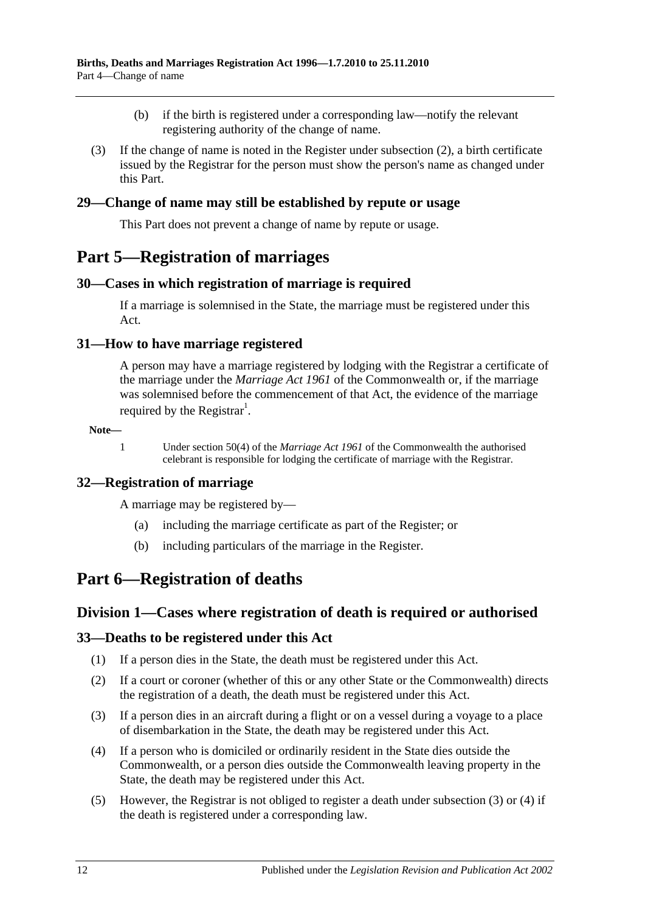(b) if the birth is registered under a corresponding law—notify the relevant registering authority of the change of name.

(3) If the change of name is noted in the Register under subsection (2), a birth certificate issued by the Registrar for the person must show the person's name as changed under this Part.

### 29—Change of name may still be established by repute or usage

This Part does not prevent a change of name by repute or usage.

# Part 5—Registration of marriages

### 30—Cases in which registration of marriage is required

If a marriage is solemnised in the State, the marriage must be registered under this Act.

### 31—How to have marriage registered

A person may have a marriage registered by lodging with the Registrar a certificate of the marriage under the *Marriage Act 1961* of the Commonwealth or, if the marriage was solemnised before the commencement of that Act, the evidence of the marriage required by the Registrar[1].

**Note—**

1 Under section 50(4) of the *Marriage Act 1961* of the Commonwealth the authorised celebrant is responsible for lodging the certificate of marriage with the Registrar.

### 32—Registration of marriage

A marriage may be registered by—

(a) including the marriage certificate as part of the Register; or

(b) including particulars of the marriage in the Register.

# Part 6—Registration of deaths

## Division 1—Cases where registration of death is required or authorised

### 33—Deaths to be registered under this Act

(1) If a person dies in the State, the death must be registered under this Act.

(2) If a court or coroner (whether of this or any other State or the Commonwealth) directs the registration of a death, the death must be registered under this Act.

(3) If a person dies in an aircraft during a flight or on a vessel during a voyage to a place of disembarkation in the State, the death may be registered under this Act.

(4) If a person who is domiciled or ordinarily resident in the State dies outside the Commonwealth, or a person dies outside the Commonwealth leaving property in the State, the death may be registered under this Act.

(5) However, the Registrar is not obliged to register a death under subsection (3) or (4) if the death is registered under a corresponding law.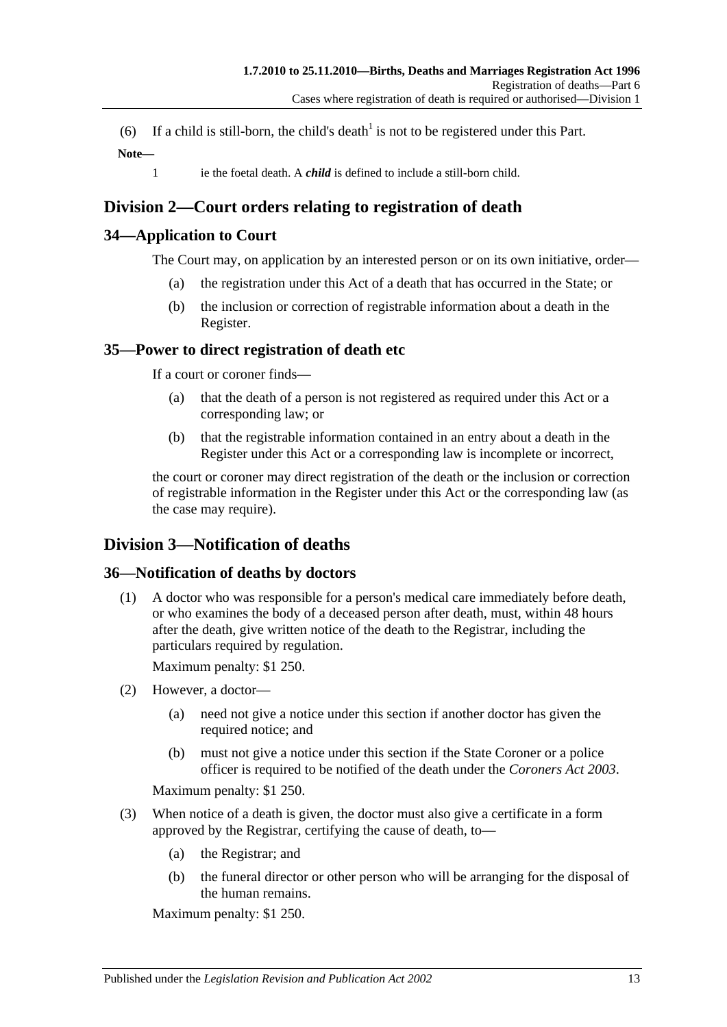(6) If a child is still-born, the child's death[1] is not to be registered under this Part.

**Note—**

1 ie the foetal death. A ***child*** is defined to include a still-born child.

## Division 2—Court orders relating to registration of death

### 34—Application to Court

The Court may, on application by an interested person or on its own initiative, order—

- (a) the registration under this Act of a death that has occurred in the State; or
- (b) the inclusion or correction of registrable information about a death in the Register.

### 35—Power to direct registration of death etc

If a court or coroner finds—

- (a) that the death of a person is not registered as required under this Act or a corresponding law; or
- (b) that the registrable information contained in an entry about a death in the Register under this Act or a corresponding law is incomplete or incorrect,

the court or coroner may direct registration of the death or the inclusion or correction of registrable information in the Register under this Act or the corresponding law (as the case may require).

## Division 3—Notification of deaths

### 36—Notification of deaths by doctors

(1) A doctor who was responsible for a person's medical care immediately before death, or who examines the body of a deceased person after death, must, within 48 hours after the death, give written notice of the death to the Registrar, including the particulars required by regulation.

Maximum penalty: $1 250.

(2) However, a doctor—

- (a) need not give a notice under this section if another doctor has given the required notice; and
- (b) must not give a notice under this section if the State Coroner or a police officer is required to be notified of the death under the *Coroners Act 2003*.

Maximum penalty: $1 250.

(3) When notice of a death is given, the doctor must also give a certificate in a form approved by the Registrar, certifying the cause of death, to—

- (a) the Registrar; and
- (b) the funeral director or other person who will be arranging for the disposal of the human remains.

Maximum penalty: $1 250.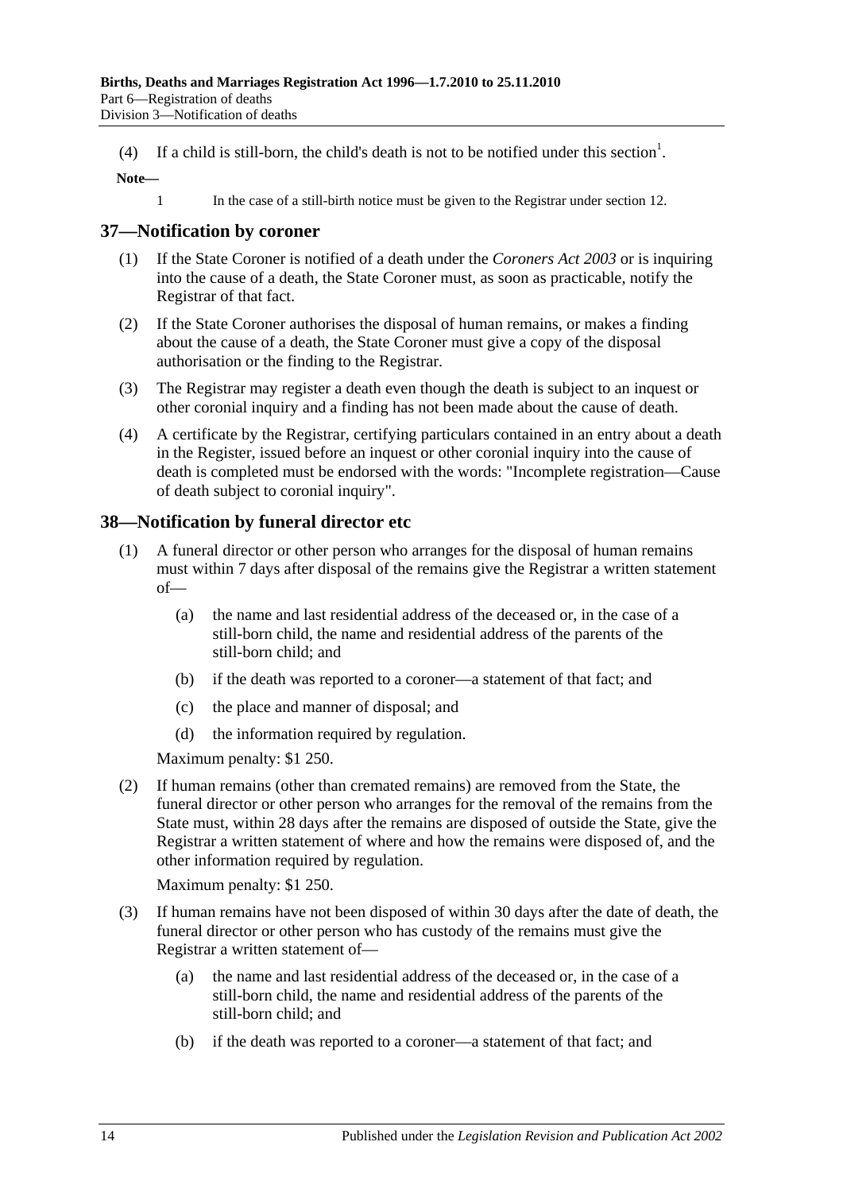(4) If a child is still-born, the child's death is not to be notified under this section[1].

**Note—**

1 In the case of a still-birth notice must be given to the Registrar under section 12.

## 37—Notification by coroner

(1) If the State Coroner is notified of a death under the *Coroners Act 2003* or is inquiring into the cause of a death, the State Coroner must, as soon as practicable, notify the Registrar of that fact.

(2) If the State Coroner authorises the disposal of human remains, or makes a finding about the cause of a death, the State Coroner must give a copy of the disposal authorisation or the finding to the Registrar.

(3) The Registrar may register a death even though the death is subject to an inquest or other coronial inquiry and a finding has not been made about the cause of death.

(4) A certificate by the Registrar, certifying particulars contained in an entry about a death in the Register, issued before an inquest or other coronial inquiry into the cause of death is completed must be endorsed with the words: "Incomplete registration—Cause of death subject to coronial inquiry".

## 38—Notification by funeral director etc

(1) A funeral director or other person who arranges for the disposal of human remains must within 7 days after disposal of the remains give the Registrar a written statement of—

- (a) the name and last residential address of the deceased or, in the case of a still-born child, the name and residential address of the parents of the still-born child; and
- (b) if the death was reported to a coroner—a statement of that fact; and
- (c) the place and manner of disposal; and
- (d) the information required by regulation.

Maximum penalty: $1 250.

(2) If human remains (other than cremated remains) are removed from the State, the funeral director or other person who arranges for the removal of the remains from the State must, within 28 days after the remains are disposed of outside the State, give the Registrar a written statement of where and how the remains were disposed of, and the other information required by regulation.

Maximum penalty: $1 250.

(3) If human remains have not been disposed of within 30 days after the date of death, the funeral director or other person who has custody of the remains must give the Registrar a written statement of—

- (a) the name and last residential address of the deceased or, in the case of a still-born child, the name and residential address of the parents of the still-born child; and
- (b) if the death was reported to a coroner—a statement of that fact; and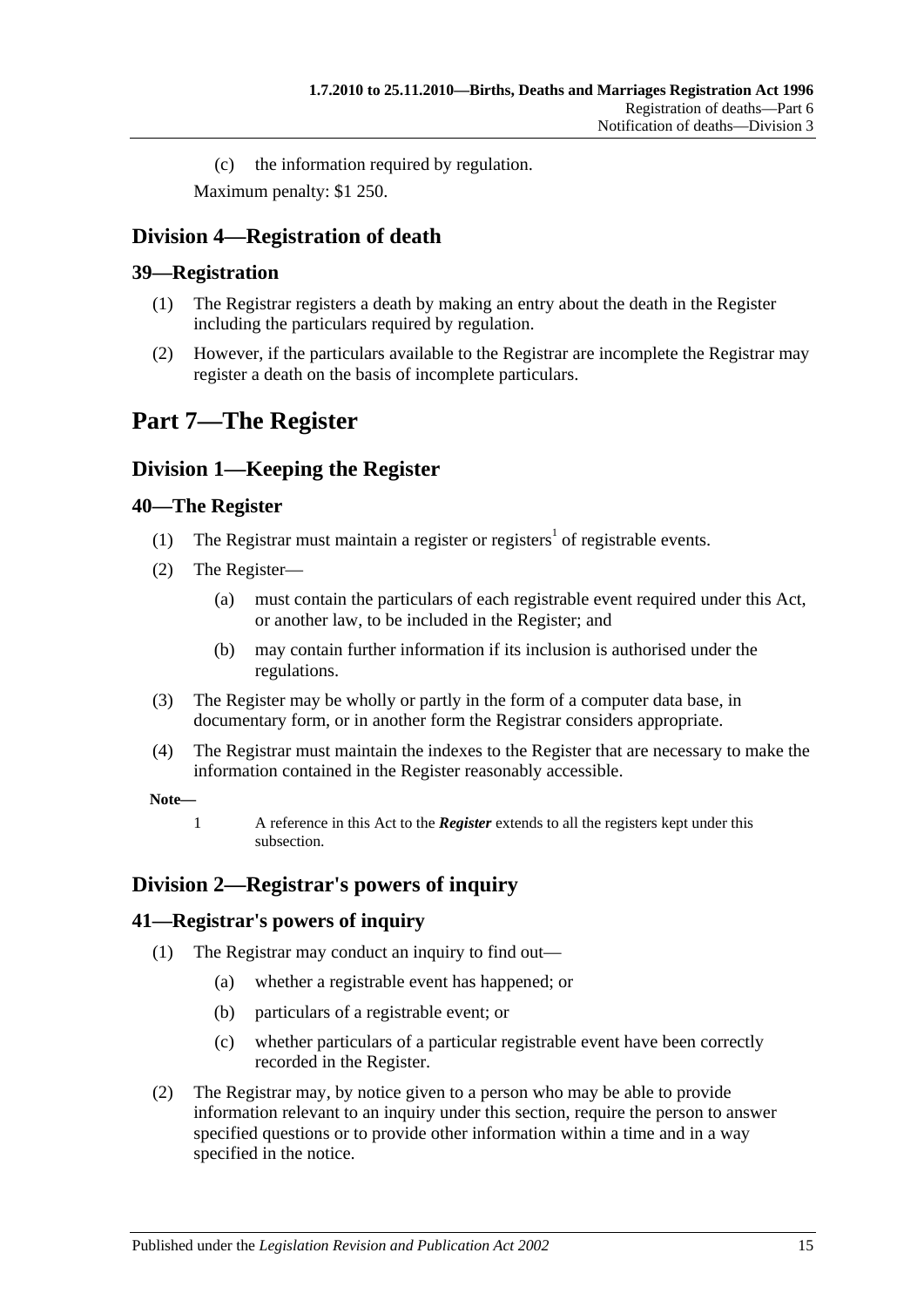(c) the information required by regulation.

Maximum penalty: $1 250.

## Division 4—Registration of death

### 39—Registration

(1) The Registrar registers a death by making an entry about the death in the Register including the particulars required by regulation.

(2) However, if the particulars available to the Registrar are incomplete the Registrar may register a death on the basis of incomplete particulars.

# Part 7—The Register

## Division 1—Keeping the Register

### 40—The Register

(1) The Registrar must maintain a register or registers[1] of registrable events.

(2) The Register—

(a) must contain the particulars of each registrable event required under this Act, or another law, to be included in the Register; and

(b) may contain further information if its inclusion is authorised under the regulations.

(3) The Register may be wholly or partly in the form of a computer data base, in documentary form, or in another form the Registrar considers appropriate.

(4) The Registrar must maintain the indexes to the Register that are necessary to make the information contained in the Register reasonably accessible.

**Note—**

1 A reference in this Act to the ***Register*** extends to all the registers kept under this subsection.

## Division 2—Registrar's powers of inquiry

### 41—Registrar's powers of inquiry

(1) The Registrar may conduct an inquiry to find out—

(a) whether a registrable event has happened; or

(b) particulars of a registrable event; or

(c) whether particulars of a particular registrable event have been correctly recorded in the Register.

(2) The Registrar may, by notice given to a person who may be able to provide information relevant to an inquiry under this section, require the person to answer specified questions or to provide other information within a time and in a way specified in the notice.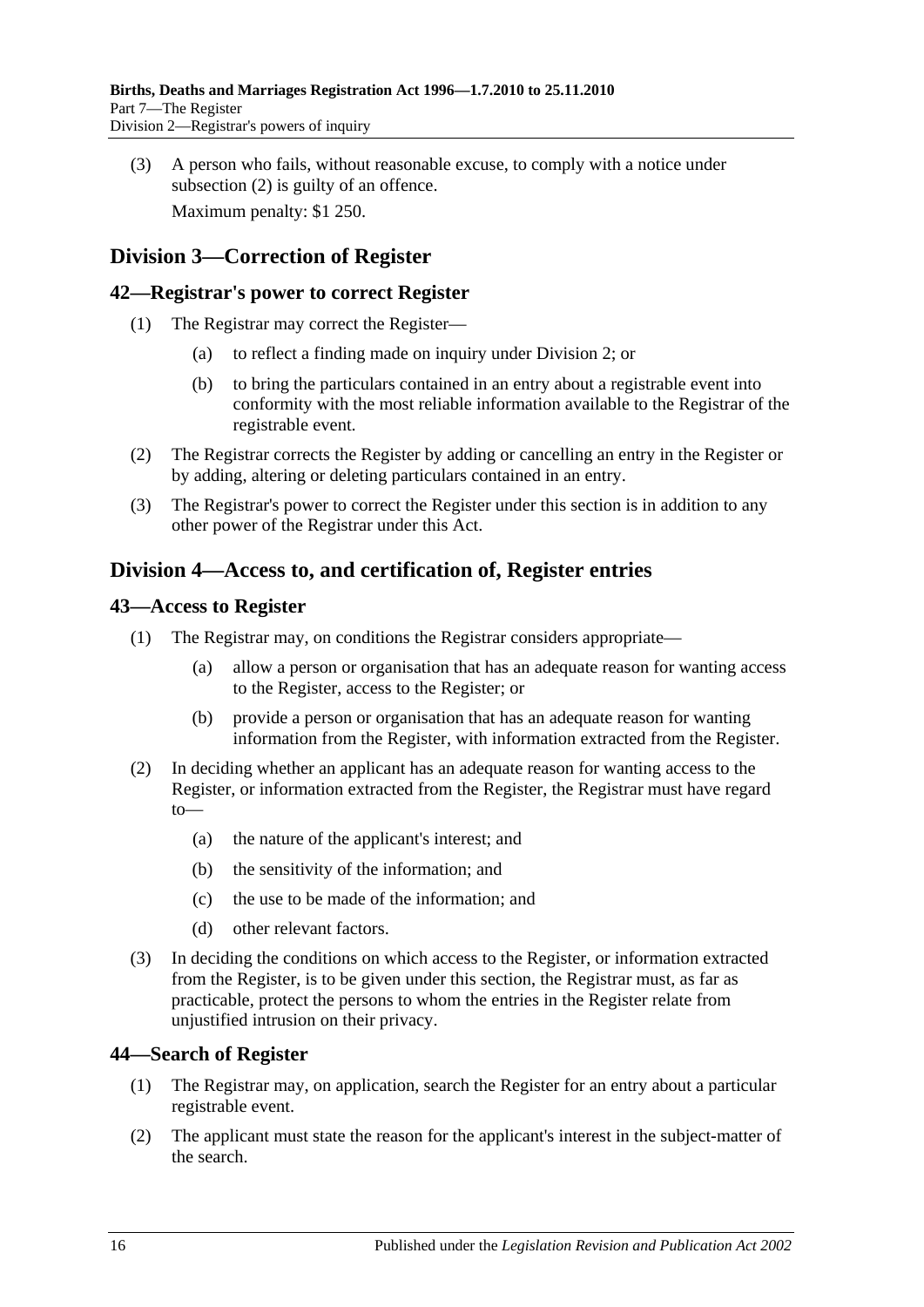(3) A person who fails, without reasonable excuse, to comply with a notice under subsection (2) is guilty of an offence.

Maximum penalty: $1 250.

## Division 3—Correction of Register

### 42—Registrar's power to correct Register

(1) The Registrar may correct the Register—

(a) to reflect a finding made on inquiry under Division 2; or

(b) to bring the particulars contained in an entry about a registrable event into conformity with the most reliable information available to the Registrar of the registrable event.

(2) The Registrar corrects the Register by adding or cancelling an entry in the Register or by adding, altering or deleting particulars contained in an entry.

(3) The Registrar's power to correct the Register under this section is in addition to any other power of the Registrar under this Act.

## Division 4—Access to, and certification of, Register entries

### 43—Access to Register

(1) The Registrar may, on conditions the Registrar considers appropriate—

(a) allow a person or organisation that has an adequate reason for wanting access to the Register, access to the Register; or

(b) provide a person or organisation that has an adequate reason for wanting information from the Register, with information extracted from the Register.

(2) In deciding whether an applicant has an adequate reason for wanting access to the Register, or information extracted from the Register, the Registrar must have regard to—

(a) the nature of the applicant's interest; and

(b) the sensitivity of the information; and

(c) the use to be made of the information; and

(d) other relevant factors.

(3) In deciding the conditions on which access to the Register, or information extracted from the Register, is to be given under this section, the Registrar must, as far as practicable, protect the persons to whom the entries in the Register relate from unjustified intrusion on their privacy.

### 44—Search of Register

(1) The Registrar may, on application, search the Register for an entry about a particular registrable event.

(2) The applicant must state the reason for the applicant's interest in the subject-matter of the search.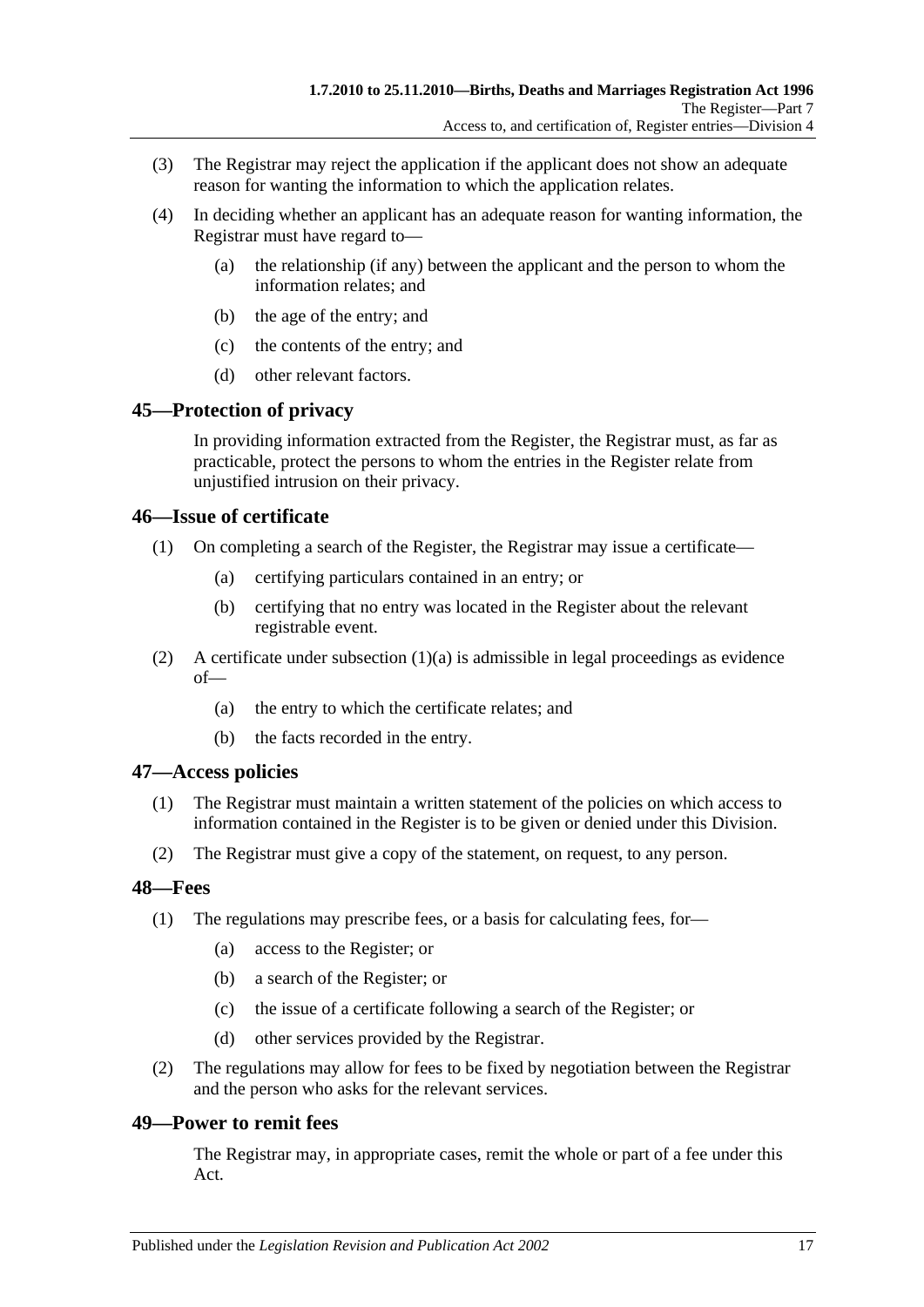(3) The Registrar may reject the application if the applicant does not show an adequate reason for wanting the information to which the application relates.

(4) In deciding whether an applicant has an adequate reason for wanting information, the Registrar must have regard to—

(a) the relationship (if any) between the applicant and the person to whom the information relates; and

(b) the age of the entry; and

(c) the contents of the entry; and

(d) other relevant factors.

## 45—Protection of privacy

In providing information extracted from the Register, the Registrar must, as far as practicable, protect the persons to whom the entries in the Register relate from unjustified intrusion on their privacy.

## 46—Issue of certificate

(1) On completing a search of the Register, the Registrar may issue a certificate—

(a) certifying particulars contained in an entry; or

(b) certifying that no entry was located in the Register about the relevant registrable event.

(2) A certificate under subsection (1)(a) is admissible in legal proceedings as evidence of—

(a) the entry to which the certificate relates; and

(b) the facts recorded in the entry.

## 47—Access policies

(1) The Registrar must maintain a written statement of the policies on which access to information contained in the Register is to be given or denied under this Division.

(2) The Registrar must give a copy of the statement, on request, to any person.

## 48—Fees

(1) The regulations may prescribe fees, or a basis for calculating fees, for—

(a) access to the Register; or

(b) a search of the Register; or

(c) the issue of a certificate following a search of the Register; or

(d) other services provided by the Registrar.

(2) The regulations may allow for fees to be fixed by negotiation between the Registrar and the person who asks for the relevant services.

## 49—Power to remit fees

The Registrar may, in appropriate cases, remit the whole or part of a fee under this Act.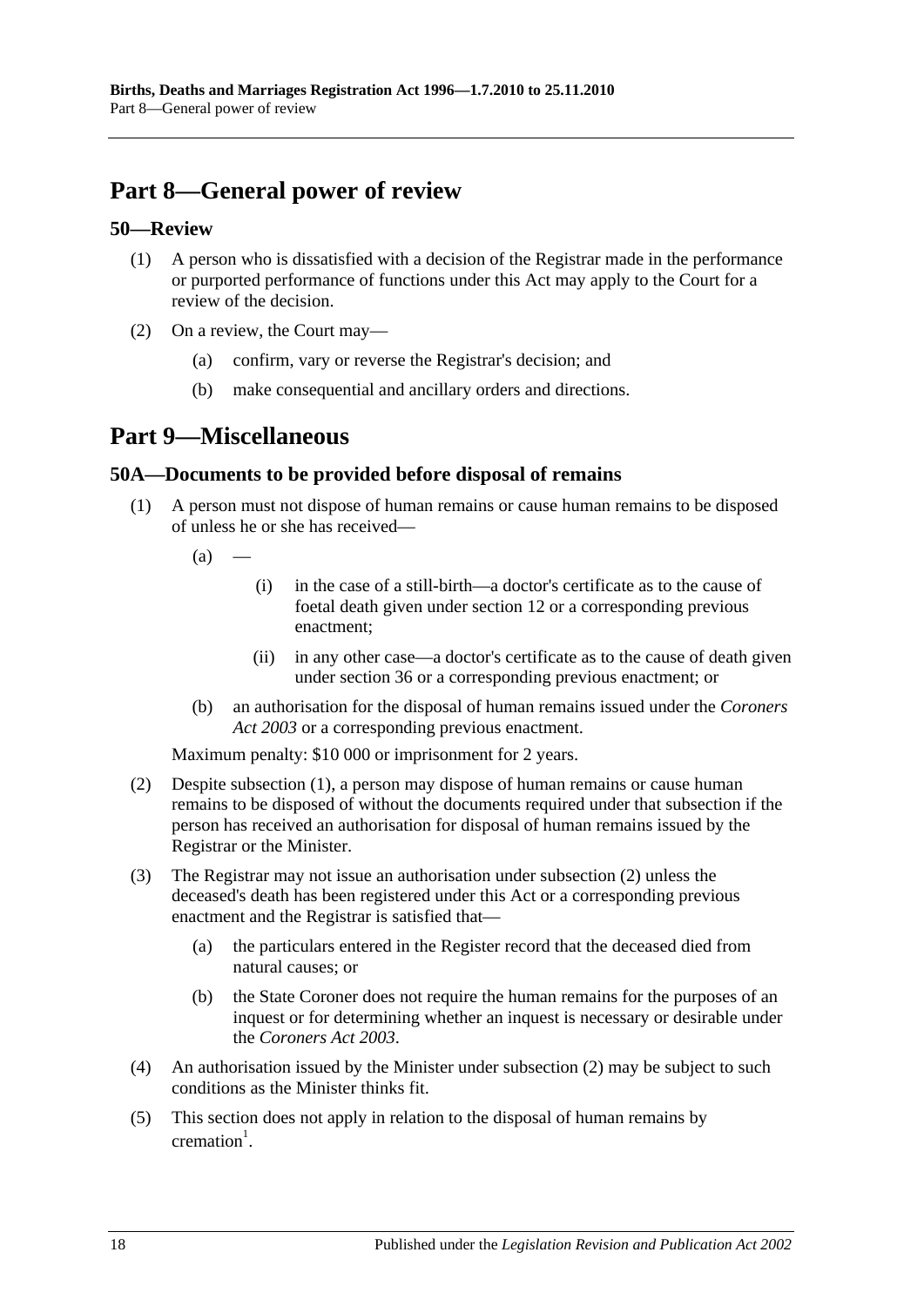# Part 8—General power of review

## 50—Review

(1) A person who is dissatisfied with a decision of the Registrar made in the performance or purported performance of functions under this Act may apply to the Court for a review of the decision.

(2) On a review, the Court may—

(a) confirm, vary or reverse the Registrar's decision; and

(b) make consequential and ancillary orders and directions.

# Part 9—Miscellaneous

## 50A—Documents to be provided before disposal of remains

(1) A person must not dispose of human remains or cause human remains to be disposed of unless he or she has received—

(a) —

(i) in the case of a still-birth—a doctor's certificate as to the cause of foetal death given under section 12 or a corresponding previous enactment;

(ii) in any other case—a doctor's certificate as to the cause of death given under section 36 or a corresponding previous enactment; or

(b) an authorisation for the disposal of human remains issued under the *Coroners Act 2003* or a corresponding previous enactment.

Maximum penalty: $10 000 or imprisonment for 2 years.

(2) Despite subsection (1), a person may dispose of human remains or cause human remains to be disposed of without the documents required under that subsection if the person has received an authorisation for disposal of human remains issued by the Registrar or the Minister.

(3) The Registrar may not issue an authorisation under subsection (2) unless the deceased's death has been registered under this Act or a corresponding previous enactment and the Registrar is satisfied that—

(a) the particulars entered in the Register record that the deceased died from natural causes; or

(b) the State Coroner does not require the human remains for the purposes of an inquest or for determining whether an inquest is necessary or desirable under the *Coroners Act 2003*.

(4) An authorisation issued by the Minister under subsection (2) may be subject to such conditions as the Minister thinks fit.

(5) This section does not apply in relation to the disposal of human remains by cremation[1].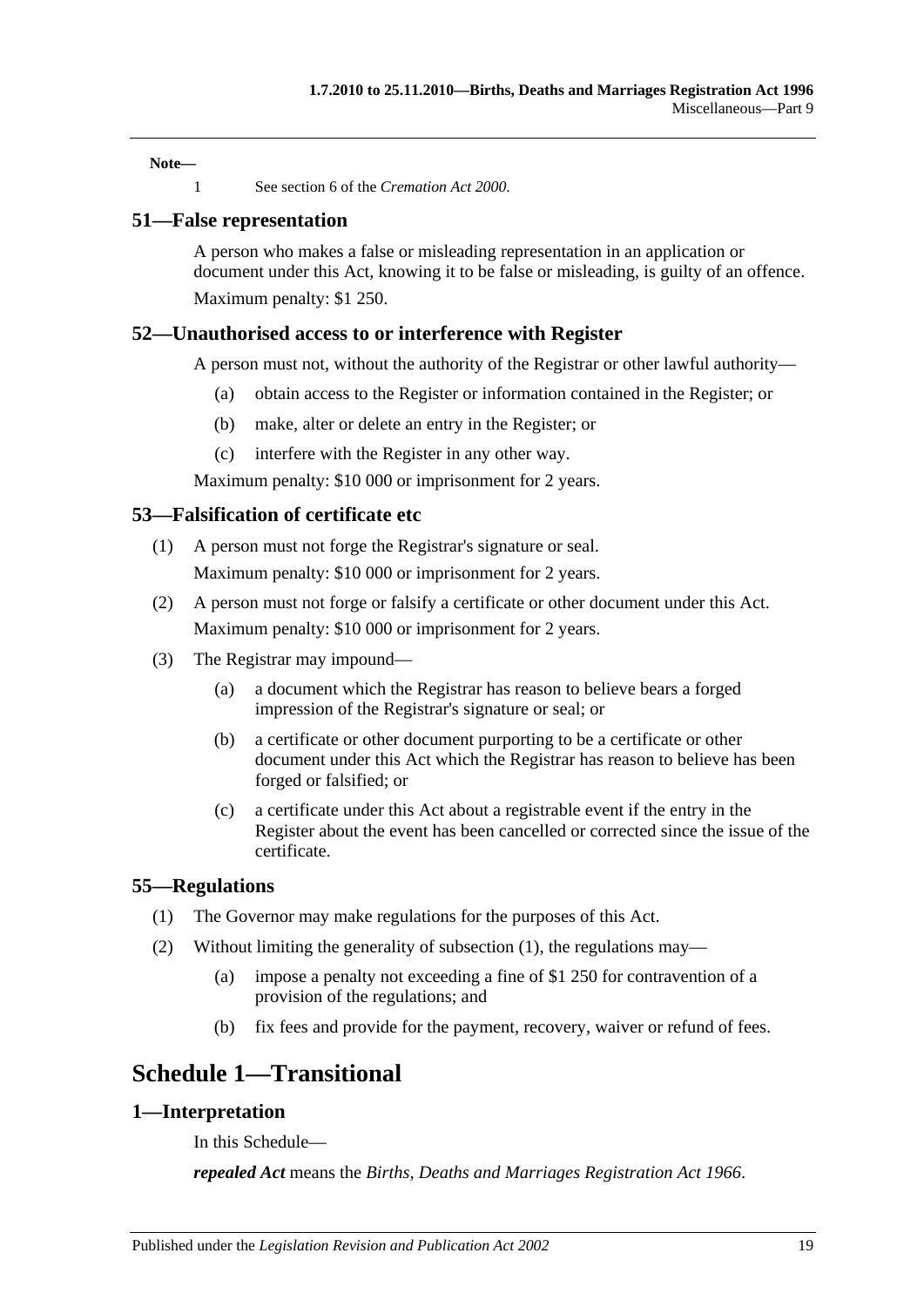**Note—**

1 See section 6 of the *Cremation Act 2000*.

## 51—False representation

A person who makes a false or misleading representation in an application or document under this Act, knowing it to be false or misleading, is guilty of an offence.

Maximum penalty: $1 250.

## 52—Unauthorised access to or interference with Register

A person must not, without the authority of the Registrar or other lawful authority—

- (a) obtain access to the Register or information contained in the Register; or
- (b) make, alter or delete an entry in the Register; or
- (c) interfere with the Register in any other way.

Maximum penalty: $10 000 or imprisonment for 2 years.

## 53—Falsification of certificate etc

(1) A person must not forge the Registrar's signature or seal.

Maximum penalty: $10 000 or imprisonment for 2 years.

(2) A person must not forge or falsify a certificate or other document under this Act.

Maximum penalty: $10 000 or imprisonment for 2 years.

(3) The Registrar may impound—

- (a) a document which the Registrar has reason to believe bears a forged impression of the Registrar's signature or seal; or
- (b) a certificate or other document purporting to be a certificate or other document under this Act which the Registrar has reason to believe has been forged or falsified; or
- (c) a certificate under this Act about a registrable event if the entry in the Register about the event has been cancelled or corrected since the issue of the certificate.

## 55—Regulations

(1) The Governor may make regulations for the purposes of this Act.

(2) Without limiting the generality of subsection (1), the regulations may—

- (a) impose a penalty not exceeding a fine of $1 250 for contravention of a provision of the regulations; and
- (b) fix fees and provide for the payment, recovery, waiver or refund of fees.

# Schedule 1—Transitional

## 1—Interpretation

In this Schedule—

***repealed Act*** means the *Births, Deaths and Marriages Registration Act 1966*.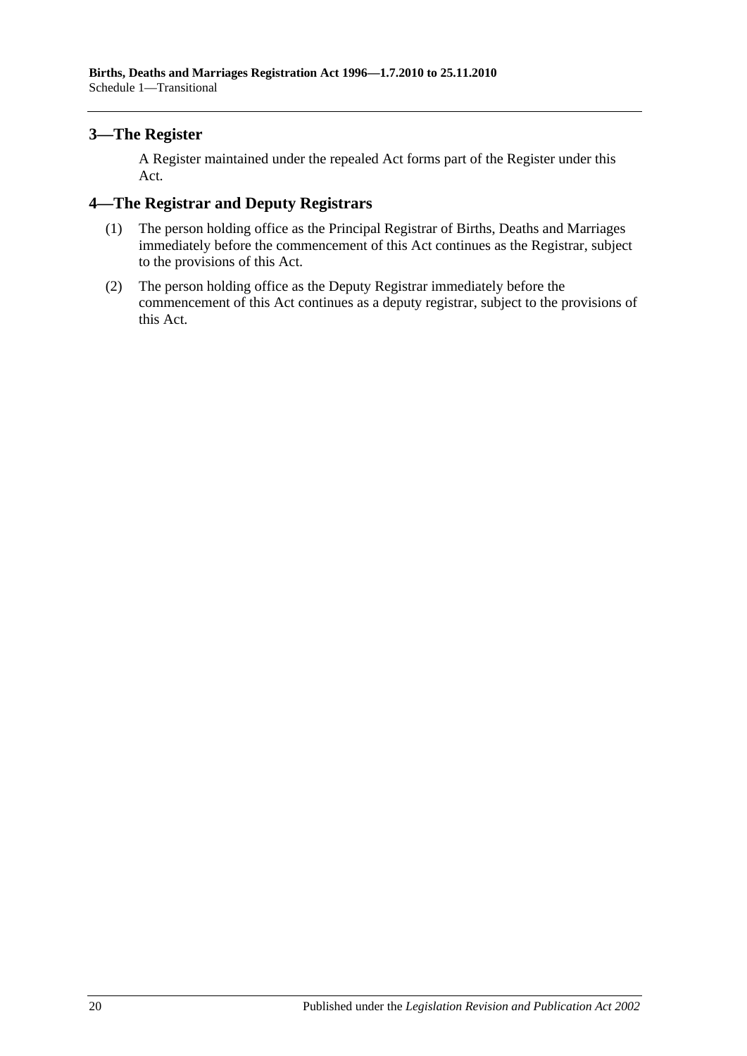## 3—The Register

A Register maintained under the repealed Act forms part of the Register under this Act.

## 4—The Registrar and Deputy Registrars

(1) The person holding office as the Principal Registrar of Births, Deaths and Marriages immediately before the commencement of this Act continues as the Registrar, subject to the provisions of this Act.

(2) The person holding office as the Deputy Registrar immediately before the commencement of this Act continues as a deputy registrar, subject to the provisions of this Act.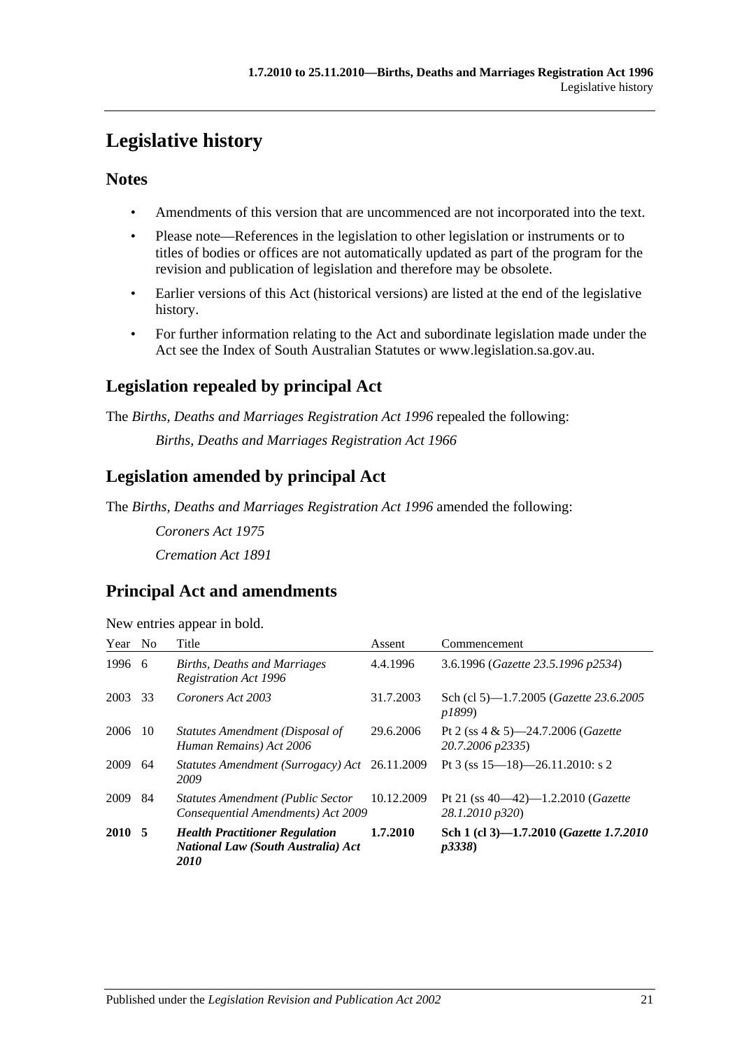# Legislative history

## Notes

- Amendments of this version that are uncommenced are not incorporated into the text.
- Please note—References in the legislation to other legislation or instruments or to titles of bodies or offices are not automatically updated as part of the program for the revision and publication of legislation and therefore may be obsolete.
- Earlier versions of this Act (historical versions) are listed at the end of the legislative history.
- For further information relating to the Act and subordinate legislation made under the Act see the Index of South Australian Statutes or www.legislation.sa.gov.au.

## Legislation repealed by principal Act

The *Births, Deaths and Marriages Registration Act 1996* repealed the following:

*Births, Deaths and Marriages Registration Act 1966*

## Legislation amended by principal Act

The *Births, Deaths and Marriages Registration Act 1996* amended the following:

*Coroners Act 1975*

*Cremation Act 1891*

## Principal Act and amendments

New entries appear in bold.

| Year | No | Title | Assent | Commencement |
|---|---|---|---|---|
| 1996 | 6 | *Births, Deaths and Marriages Registration Act 1996* | 4.4.1996 | 3.6.1996 (*Gazette 23.5.1996 p2534*) |
| 2003 | 33 | *Coroners Act 2003* | 31.7.2003 | Sch (cl 5)—1.7.2005 (*Gazette 23.6.2005 p1899*) |
| 2006 | 10 | *Statutes Amendment (Disposal of Human Remains) Act 2006* | 29.6.2006 | Pt 2 (ss 4 & 5)—24.7.2006 (*Gazette 20.7.2006 p2335*) |
| 2009 | 64 | *Statutes Amendment (Surrogacy) Act 2009* | 26.11.2009 | Pt 3 (ss 15—18)—26.11.2010: s 2 |
| 2009 | 84 | *Statutes Amendment (Public Sector Consequential Amendments) Act 2009* | 10.12.2009 | Pt 21 (ss 40—42)—1.2.2010 (*Gazette 28.1.2010 p320*) |
| **2010** | **5** | ***Health Practitioner Regulation National Law (South Australia) Act 2010*** | **1.7.2010** | **Sch 1 (cl 3)—1.7.2010 (*Gazette 1.7.2010 p3338*)** |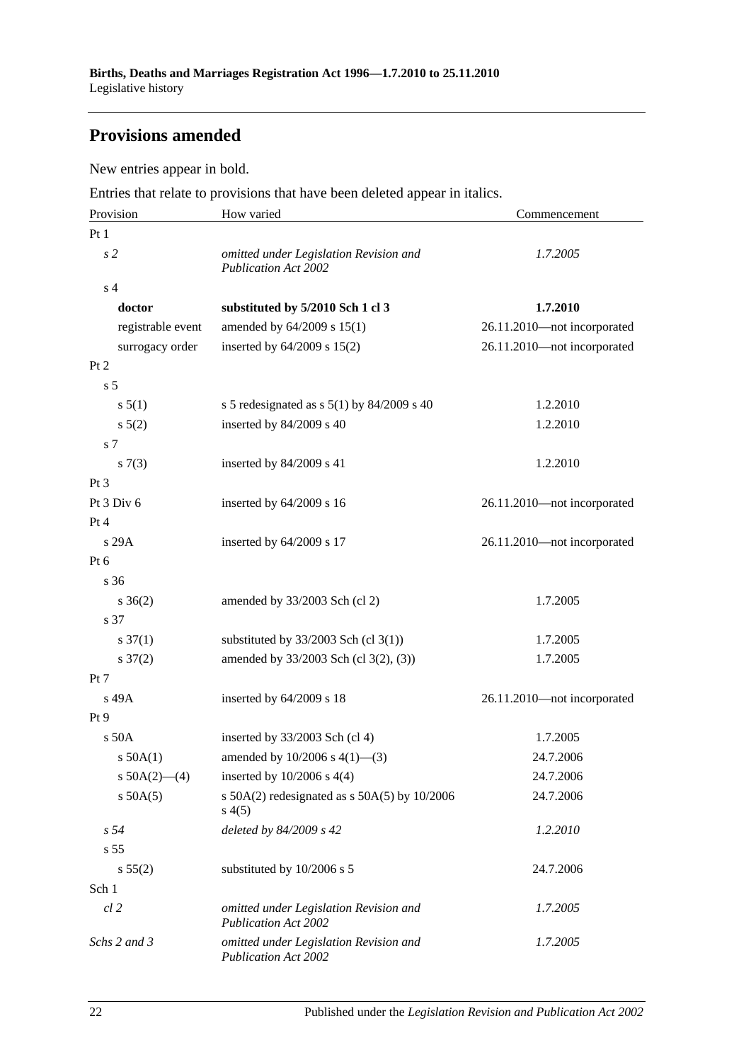## Provisions amended

New entries appear in bold.

Entries that relate to provisions that have been deleted appear in italics.

| Provision | How varied | Commencement |
|---|---|---|
| Pt 1 | | |
| *s 2* | *omitted under Legislation Revision and Publication Act 2002* | *1.7.2005* |
| s 4 | | |
| **doctor** | **substituted by 5/2010 Sch 1 cl 3** | **1.7.2010** |
| registrable event | amended by 64/2009 s 15(1) | 26.11.2010—not incorporated |
| surrogacy order | inserted by 64/2009 s 15(2) | 26.11.2010—not incorporated |
| Pt 2 | | |
| s 5 | | |
| s 5(1) | s 5 redesignated as s 5(1) by 84/2009 s 40 | 1.2.2010 |
| s 5(2) | inserted by 84/2009 s 40 | 1.2.2010 |
| s 7 | | |
| s 7(3) | inserted by 84/2009 s 41 | 1.2.2010 |
| Pt 3 | | |
| Pt 3 Div 6 | inserted by 64/2009 s 16 | 26.11.2010—not incorporated |
| Pt 4 | | |
| s 29A | inserted by 64/2009 s 17 | 26.11.2010—not incorporated |
| Pt 6 | | |
| s 36 | | |
| s 36(2) | amended by 33/2003 Sch (cl 2) | 1.7.2005 |
| s 37 | | |
| s 37(1) | substituted by 33/2003 Sch (cl 3(1)) | 1.7.2005 |
| s 37(2) | amended by 33/2003 Sch (cl 3(2), (3)) | 1.7.2005 |
| Pt 7 | | |
| s 49A | inserted by 64/2009 s 18 | 26.11.2010—not incorporated |
| Pt 9 | | |
| s 50A | inserted by 33/2003 Sch (cl 4) | 1.7.2005 |
| s 50A(1) | amended by 10/2006 s 4(1)—(3) | 24.7.2006 |
| s 50A(2)—(4) | inserted by 10/2006 s 4(4) | 24.7.2006 |
| s 50A(5) | s 50A(2) redesignated as s 50A(5) by 10/2006 s 4(5) | 24.7.2006 |
| *s 54* | *deleted by 84/2009 s 42* | *1.2.2010* |
| s 55 | | |
| s 55(2) | substituted by 10/2006 s 5 | 24.7.2006 |
| Sch 1 | | |
| *cl 2* | *omitted under Legislation Revision and Publication Act 2002* | *1.7.2005* |
| *Schs 2 and 3* | *omitted under Legislation Revision and Publication Act 2002* | *1.7.2005* |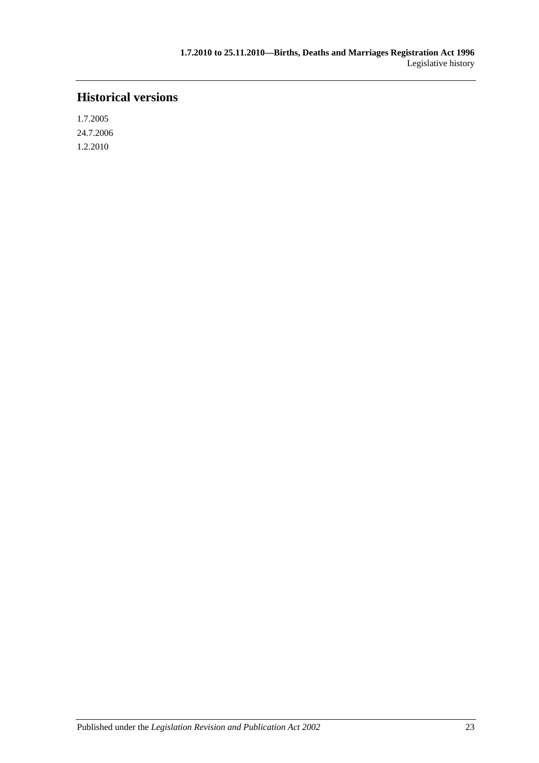## Historical versions

1.7.2005

24.7.2006

1.2.2010